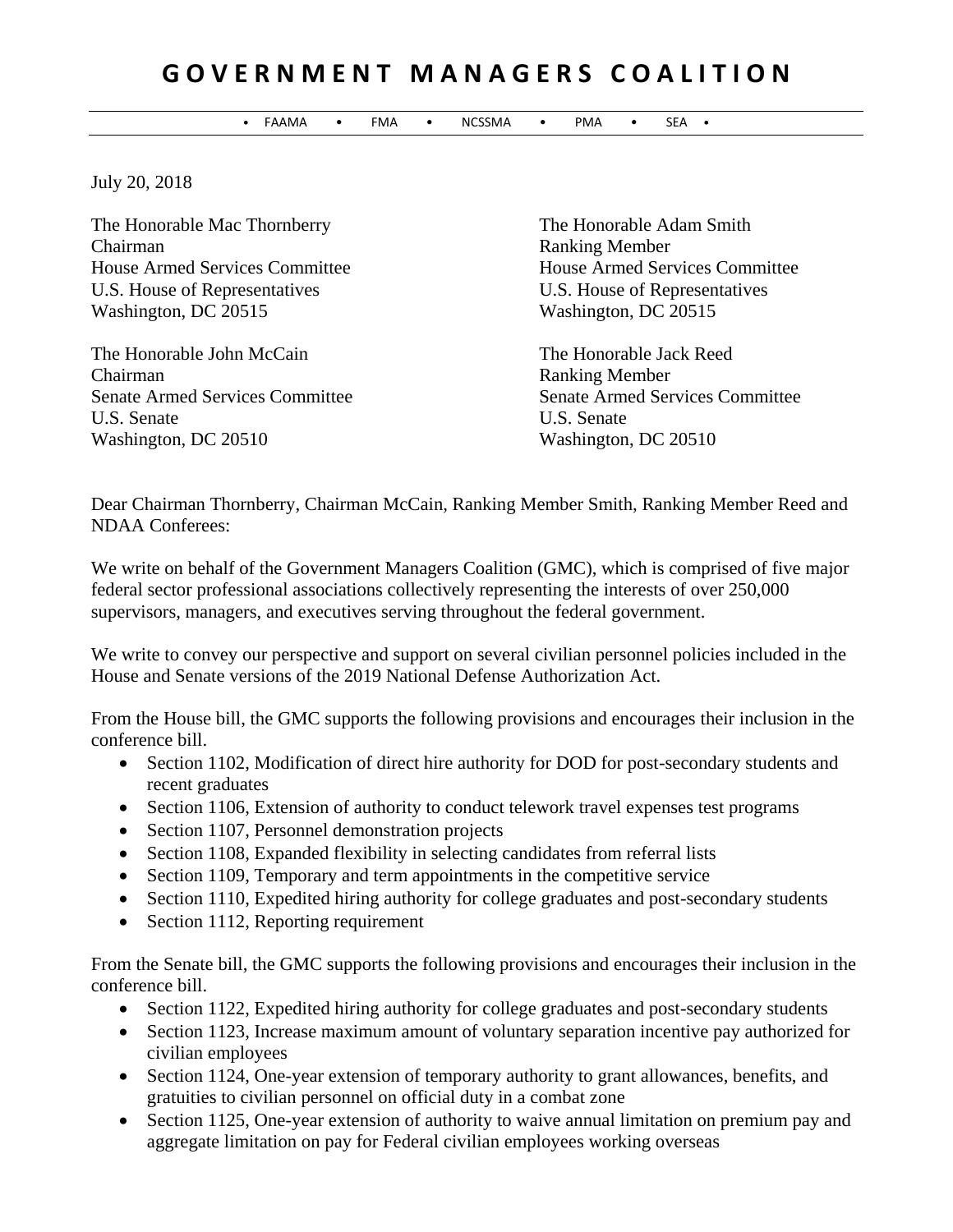# GOVERNMENT MANAGERS COALITION

• FAAMA • FMA • NCSSMA • PMA • SEA •

July 20, 2018

The Honorable Mac Thornberry
Chairman
House Armed Services Committee
U.S. House of Representatives
Washington, DC 20515

The Honorable Adam Smith
Ranking Member
House Armed Services Committee
U.S. House of Representatives
Washington, DC 20515

The Honorable John McCain
Chairman
Senate Armed Services Committee
U.S. Senate
Washington, DC 20510

The Honorable Jack Reed
Ranking Member
Senate Armed Services Committee
U.S. Senate
Washington, DC 20510

Dear Chairman Thornberry, Chairman McCain, Ranking Member Smith, Ranking Member Reed and NDAA Conferees:

We write on behalf of the Government Managers Coalition (GMC), which is comprised of five major federal sector professional associations collectively representing the interests of over 250,000 supervisors, managers, and executives serving throughout the federal government.

We write to convey our perspective and support on several civilian personnel policies included in the House and Senate versions of the 2019 National Defense Authorization Act.

From the House bill, the GMC supports the following provisions and encourages their inclusion in the conference bill.

- Section 1102, Modification of direct hire authority for DOD for post-secondary students and recent graduates
- Section 1106, Extension of authority to conduct telework travel expenses test programs
- Section 1107, Personnel demonstration projects
- Section 1108, Expanded flexibility in selecting candidates from referral lists
- Section 1109, Temporary and term appointments in the competitive service
- Section 1110, Expedited hiring authority for college graduates and post-secondary students
- Section 1112, Reporting requirement

From the Senate bill, the GMC supports the following provisions and encourages their inclusion in the conference bill.

- Section 1122, Expedited hiring authority for college graduates and post-secondary students
- Section 1123, Increase maximum amount of voluntary separation incentive pay authorized for civilian employees
- Section 1124, One-year extension of temporary authority to grant allowances, benefits, and gratuities to civilian personnel on official duty in a combat zone
- Section 1125, One-year extension of authority to waive annual limitation on premium pay and aggregate limitation on pay for Federal civilian employees working overseas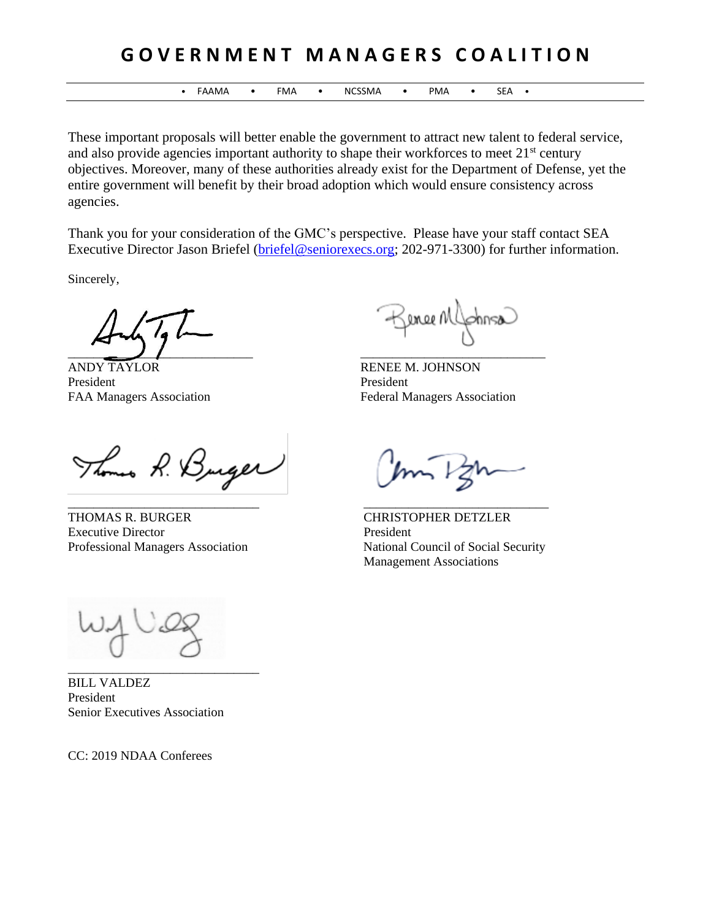# GOVERNMENT MANAGERS COALITION

• FAAMA • FMA • NCSSMA • PMA • SEA •

These important proposals will better enable the government to attract new talent to federal service, and also provide agencies important authority to shape their workforces to meet 21st century objectives. Moreover, many of these authorities already exist for the Department of Defense, yet the entire government will benefit by their broad adoption which would ensure consistency across agencies.

Thank you for your consideration of the GMC's perspective. Please have your staff contact SEA Executive Director Jason Briefel (briefel@seniorexecs.org; 202-971-3300) for further information.

Sincerely,

ANDY TAYLOR
President
FAA Managers Association

RENEE M. JOHNSON
President
Federal Managers Association

THOMAS R. BURGER
Executive Director
Professional Managers Association

CHRISTOPHER DETZLER
President
National Council of Social Security Management Associations

BILL VALDEZ
President
Senior Executives Association

CC: 2019 NDAA Conferees